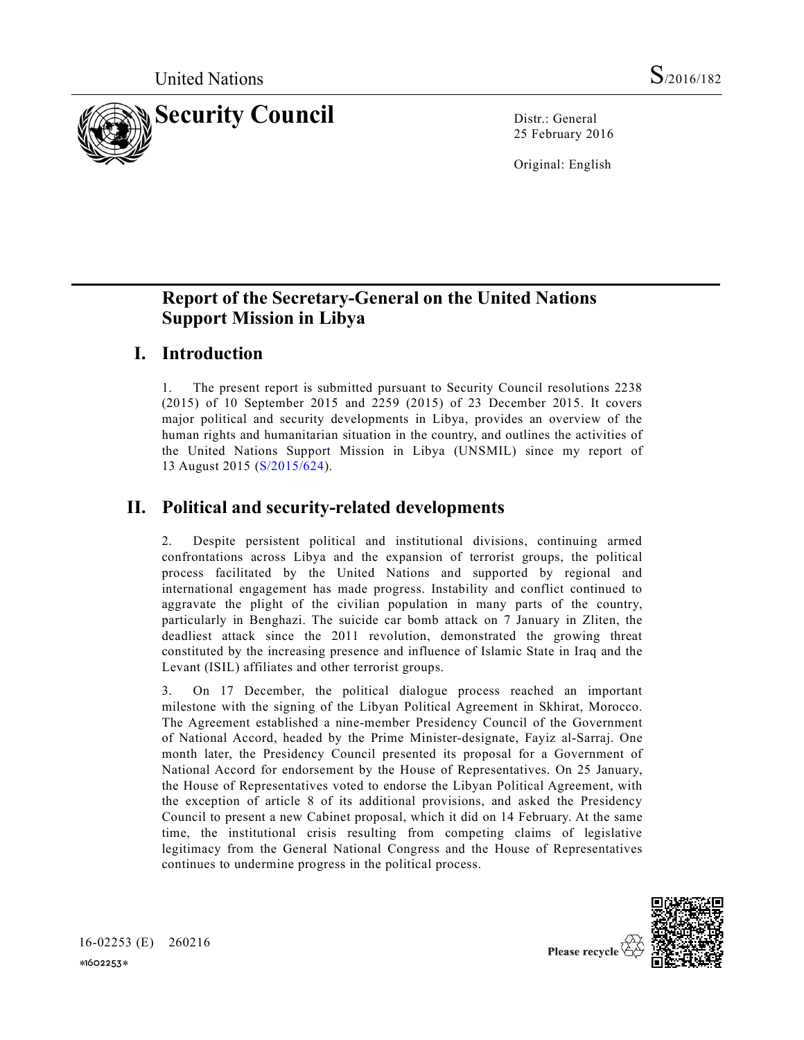United Nations S/2016/182

# Security Council

Distr.: General
25 February 2016

Original: English

# Report of the Secretary-General on the United Nations Support Mission in Libya

## I. Introduction

1. The present report is submitted pursuant to Security Council resolutions 2238 (2015) of 10 September 2015 and 2259 (2015) of 23 December 2015. It covers major political and security developments in Libya, provides an overview of the human rights and humanitarian situation in the country, and outlines the activities of the United Nations Support Mission in Libya (UNSMIL) since my report of 13 August 2015 (S/2015/624).

## II. Political and security-related developments

2. Despite persistent political and institutional divisions, continuing armed confrontations across Libya and the expansion of terrorist groups, the political process facilitated by the United Nations and supported by regional and international engagement has made progress. Instability and conflict continued to aggravate the plight of the civilian population in many parts of the country, particularly in Benghazi. The suicide car bomb attack on 7 January in Zliten, the deadliest attack since the 2011 revolution, demonstrated the growing threat constituted by the increasing presence and influence of Islamic State in Iraq and the Levant (ISIL) affiliates and other terrorist groups.

3. On 17 December, the political dialogue process reached an important milestone with the signing of the Libyan Political Agreement in Skhirat, Morocco. The Agreement established a nine-member Presidency Council of the Government of National Accord, headed by the Prime Minister-designate, Fayiz al-Sarraj. One month later, the Presidency Council presented its proposal for a Government of National Accord for endorsement by the House of Representatives. On 25 January, the House of Representatives voted to endorse the Libyan Political Agreement, with the exception of article 8 of its additional provisions, and asked the Presidency Council to present a new Cabinet proposal, which it did on 14 February. At the same time, the institutional crisis resulting from competing claims of legislative legitimacy from the General National Congress and the House of Representatives continues to undermine progress in the political process.

16-02253 (E) 260216

*1602253*

Please recycle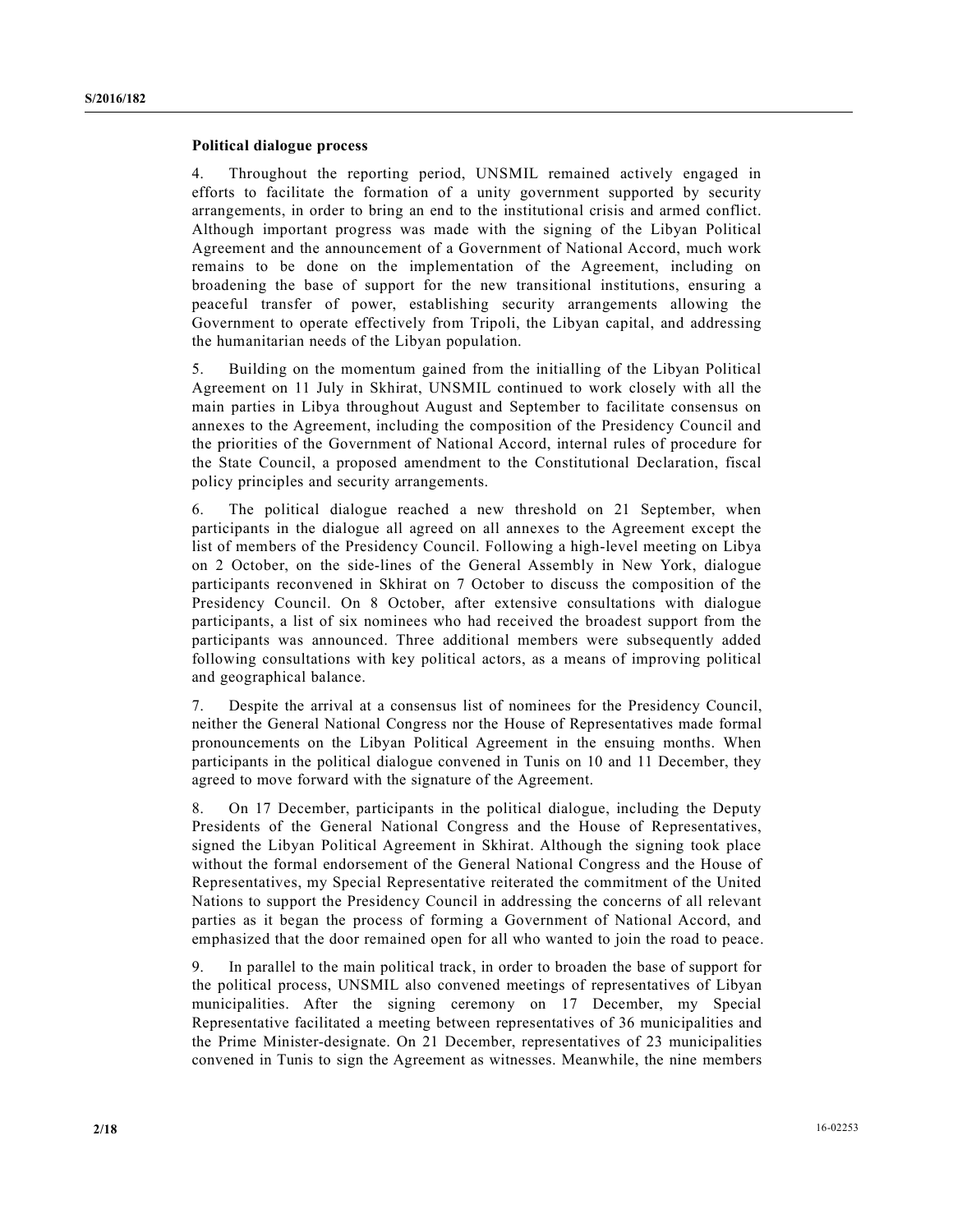**Political dialogue process**

4. Throughout the reporting period, UNSMIL remained actively engaged in efforts to facilitate the formation of a unity government supported by security arrangements, in order to bring an end to the institutional crisis and armed conflict. Although important progress was made with the signing of the Libyan Political Agreement and the announcement of a Government of National Accord, much work remains to be done on the implementation of the Agreement, including on broadening the base of support for the new transitional institutions, ensuring a peaceful transfer of power, establishing security arrangements allowing the Government to operate effectively from Tripoli, the Libyan capital, and addressing the humanitarian needs of the Libyan population.

5. Building on the momentum gained from the initialling of the Libyan Political Agreement on 11 July in Skhirat, UNSMIL continued to work closely with all the main parties in Libya throughout August and September to facilitate consensus on annexes to the Agreement, including the composition of the Presidency Council and the priorities of the Government of National Accord, internal rules of procedure for the State Council, a proposed amendment to the Constitutional Declaration, fiscal policy principles and security arrangements.

6. The political dialogue reached a new threshold on 21 September, when participants in the dialogue all agreed on all annexes to the Agreement except the list of members of the Presidency Council. Following a high-level meeting on Libya on 2 October, on the side-lines of the General Assembly in New York, dialogue participants reconvened in Skhirat on 7 October to discuss the composition of the Presidency Council. On 8 October, after extensive consultations with dialogue participants, a list of six nominees who had received the broadest support from the participants was announced. Three additional members were subsequently added following consultations with key political actors, as a means of improving political and geographical balance.

7. Despite the arrival at a consensus list of nominees for the Presidency Council, neither the General National Congress nor the House of Representatives made formal pronouncements on the Libyan Political Agreement in the ensuing months. When participants in the political dialogue convened in Tunis on 10 and 11 December, they agreed to move forward with the signature of the Agreement.

8. On 17 December, participants in the political dialogue, including the Deputy Presidents of the General National Congress and the House of Representatives, signed the Libyan Political Agreement in Skhirat. Although the signing took place without the formal endorsement of the General National Congress and the House of Representatives, my Special Representative reiterated the commitment of the United Nations to support the Presidency Council in addressing the concerns of all relevant parties as it began the process of forming a Government of National Accord, and emphasized that the door remained open for all who wanted to join the road to peace.

9. In parallel to the main political track, in order to broaden the base of support for the political process, UNSMIL also convened meetings of representatives of Libyan municipalities. After the signing ceremony on 17 December, my Special Representative facilitated a meeting between representatives of 36 municipalities and the Prime Minister-designate. On 21 December, representatives of 23 municipalities convened in Tunis to sign the Agreement as witnesses. Meanwhile, the nine members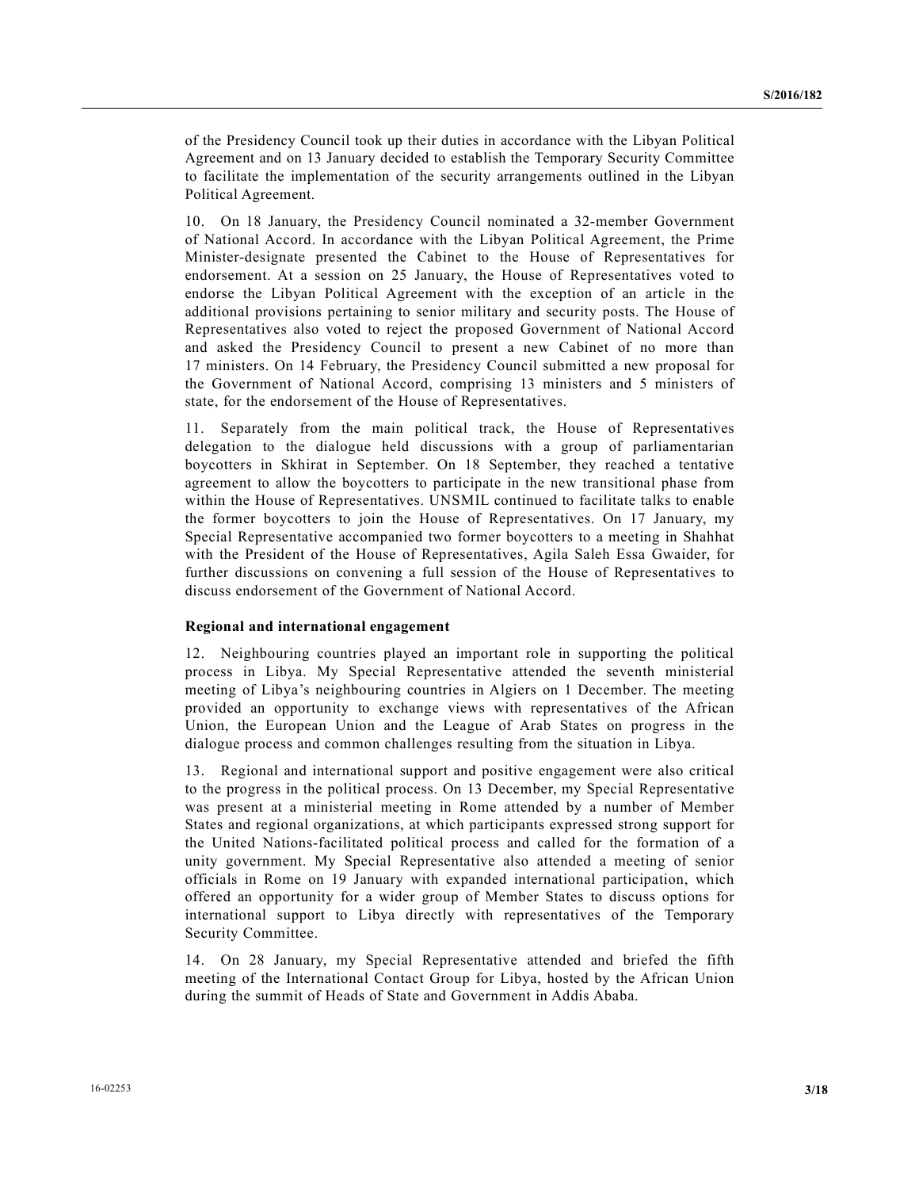of the Presidency Council took up their duties in accordance with the Libyan Political Agreement and on 13 January decided to establish the Temporary Security Committee to facilitate the implementation of the security arrangements outlined in the Libyan Political Agreement.

10. On 18 January, the Presidency Council nominated a 32-member Government of National Accord. In accordance with the Libyan Political Agreement, the Prime Minister-designate presented the Cabinet to the House of Representatives for endorsement. At a session on 25 January, the House of Representatives voted to endorse the Libyan Political Agreement with the exception of an article in the additional provisions pertaining to senior military and security posts. The House of Representatives also voted to reject the proposed Government of National Accord and asked the Presidency Council to present a new Cabinet of no more than 17 ministers. On 14 February, the Presidency Council submitted a new proposal for the Government of National Accord, comprising 13 ministers and 5 ministers of state, for the endorsement of the House of Representatives.

11. Separately from the main political track, the House of Representatives delegation to the dialogue held discussions with a group of parliamentarian boycotters in Skhirat in September. On 18 September, they reached a tentative agreement to allow the boycotters to participate in the new transitional phase from within the House of Representatives. UNSMIL continued to facilitate talks to enable the former boycotters to join the House of Representatives. On 17 January, my Special Representative accompanied two former boycotters to a meeting in Shahhat with the President of the House of Representatives, Agila Saleh Essa Gwaider, for further discussions on convening a full session of the House of Representatives to discuss endorsement of the Government of National Accord.

**Regional and international engagement**

12. Neighbouring countries played an important role in supporting the political process in Libya. My Special Representative attended the seventh ministerial meeting of Libya's neighbouring countries in Algiers on 1 December. The meeting provided an opportunity to exchange views with representatives of the African Union, the European Union and the League of Arab States on progress in the dialogue process and common challenges resulting from the situation in Libya.

13. Regional and international support and positive engagement were also critical to the progress in the political process. On 13 December, my Special Representative was present at a ministerial meeting in Rome attended by a number of Member States and regional organizations, at which participants expressed strong support for the United Nations-facilitated political process and called for the formation of a unity government. My Special Representative also attended a meeting of senior officials in Rome on 19 January with expanded international participation, which offered an opportunity for a wider group of Member States to discuss options for international support to Libya directly with representatives of the Temporary Security Committee.

14. On 28 January, my Special Representative attended and briefed the fifth meeting of the International Contact Group for Libya, hosted by the African Union during the summit of Heads of State and Government in Addis Ababa.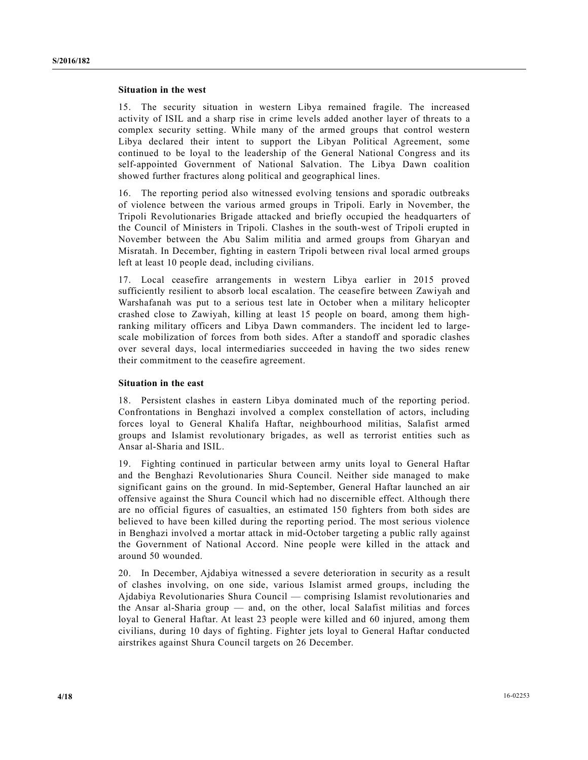### Situation in the west

15. The security situation in western Libya remained fragile. The increased activity of ISIL and a sharp rise in crime levels added another layer of threats to a complex security setting. While many of the armed groups that control western Libya declared their intent to support the Libyan Political Agreement, some continued to be loyal to the leadership of the General National Congress and its self-appointed Government of National Salvation. The Libya Dawn coalition showed further fractures along political and geographical lines.

16. The reporting period also witnessed evolving tensions and sporadic outbreaks of violence between the various armed groups in Tripoli. Early in November, the Tripoli Revolutionaries Brigade attacked and briefly occupied the headquarters of the Council of Ministers in Tripoli. Clashes in the south-west of Tripoli erupted in November between the Abu Salim militia and armed groups from Gharyan and Misratah. In December, fighting in eastern Tripoli between rival local armed groups left at least 10 people dead, including civilians.

17. Local ceasefire arrangements in western Libya earlier in 2015 proved sufficiently resilient to absorb local escalation. The ceasefire between Zawiyah and Warshafanah was put to a serious test late in October when a military helicopter crashed close to Zawiyah, killing at least 15 people on board, among them high-ranking military officers and Libya Dawn commanders. The incident led to large-scale mobilization of forces from both sides. After a standoff and sporadic clashes over several days, local intermediaries succeeded in having the two sides renew their commitment to the ceasefire agreement.

### Situation in the east

18. Persistent clashes in eastern Libya dominated much of the reporting period. Confrontations in Benghazi involved a complex constellation of actors, including forces loyal to General Khalifa Haftar, neighbourhood militias, Salafist armed groups and Islamist revolutionary brigades, as well as terrorist entities such as Ansar al-Sharia and ISIL.

19. Fighting continued in particular between army units loyal to General Haftar and the Benghazi Revolutionaries Shura Council. Neither side managed to make significant gains on the ground. In mid-September, General Haftar launched an air offensive against the Shura Council which had no discernible effect. Although there are no official figures of casualties, an estimated 150 fighters from both sides are believed to have been killed during the reporting period. The most serious violence in Benghazi involved a mortar attack in mid-October targeting a public rally against the Government of National Accord. Nine people were killed in the attack and around 50 wounded.

20. In December, Ajdabiya witnessed a severe deterioration in security as a result of clashes involving, on one side, various Islamist armed groups, including the Ajdabiya Revolutionaries Shura Council — comprising Islamist revolutionaries and the Ansar al-Sharia group — and, on the other, local Salafist militias and forces loyal to General Haftar. At least 23 people were killed and 60 injured, among them civilians, during 10 days of fighting. Fighter jets loyal to General Haftar conducted airstrikes against Shura Council targets on 26 December.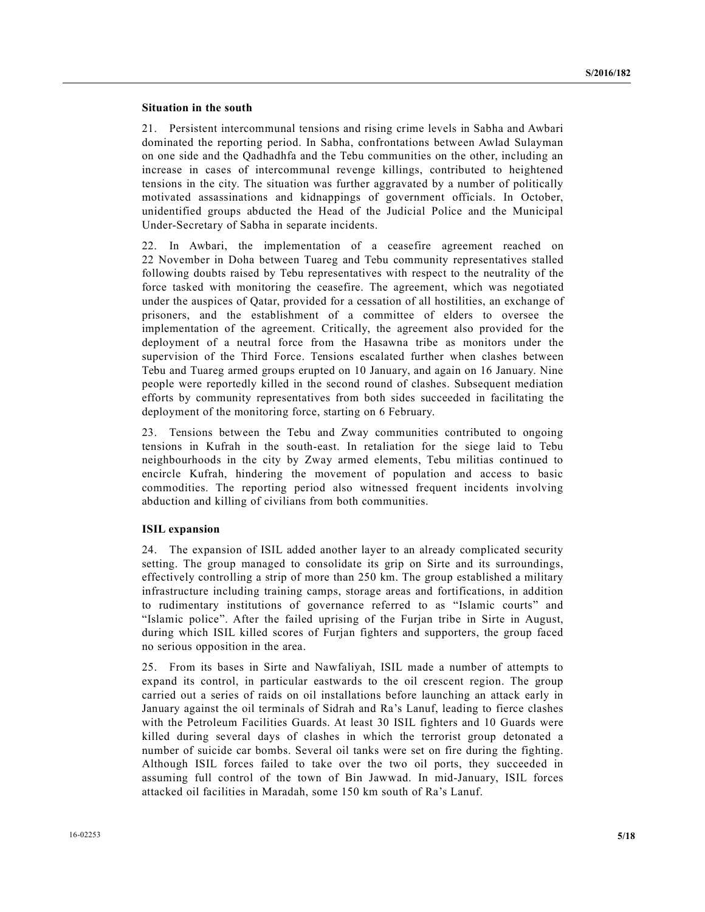### Situation in the south

21. Persistent intercommunal tensions and rising crime levels in Sabha and Awbari dominated the reporting period. In Sabha, confrontations between Awlad Sulayman on one side and the Qadhadhfa and the Tebu communities on the other, including an increase in cases of intercommunal revenge killings, contributed to heightened tensions in the city. The situation was further aggravated by a number of politically motivated assassinations and kidnappings of government officials. In October, unidentified groups abducted the Head of the Judicial Police and the Municipal Under-Secretary of Sabha in separate incidents.

22. In Awbari, the implementation of a ceasefire agreement reached on 22 November in Doha between Tuareg and Tebu community representatives stalled following doubts raised by Tebu representatives with respect to the neutrality of the force tasked with monitoring the ceasefire. The agreement, which was negotiated under the auspices of Qatar, provided for a cessation of all hostilities, an exchange of prisoners, and the establishment of a committee of elders to oversee the implementation of the agreement. Critically, the agreement also provided for the deployment of a neutral force from the Hasawna tribe as monitors under the supervision of the Third Force. Tensions escalated further when clashes between Tebu and Tuareg armed groups erupted on 10 January, and again on 16 January. Nine people were reportedly killed in the second round of clashes. Subsequent mediation efforts by community representatives from both sides succeeded in facilitating the deployment of the monitoring force, starting on 6 February.

23. Tensions between the Tebu and Zway communities contributed to ongoing tensions in Kufrah in the south-east. In retaliation for the siege laid to Tebu neighbourhoods in the city by Zway armed elements, Tebu militias continued to encircle Kufrah, hindering the movement of population and access to basic commodities. The reporting period also witnessed frequent incidents involving abduction and killing of civilians from both communities.

### ISIL expansion

24. The expansion of ISIL added another layer to an already complicated security setting. The group managed to consolidate its grip on Sirte and its surroundings, effectively controlling a strip of more than 250 km. The group established a military infrastructure including training camps, storage areas and fortifications, in addition to rudimentary institutions of governance referred to as "Islamic courts" and "Islamic police". After the failed uprising of the Furjan tribe in Sirte in August, during which ISIL killed scores of Furjan fighters and supporters, the group faced no serious opposition in the area.

25. From its bases in Sirte and Nawfaliyah, ISIL made a number of attempts to expand its control, in particular eastwards to the oil crescent region. The group carried out a series of raids on oil installations before launching an attack early in January against the oil terminals of Sidrah and Ra's Lanuf, leading to fierce clashes with the Petroleum Facilities Guards. At least 30 ISIL fighters and 10 Guards were killed during several days of clashes in which the terrorist group detonated a number of suicide car bombs. Several oil tanks were set on fire during the fighting. Although ISIL forces failed to take over the two oil ports, they succeeded in assuming full control of the town of Bin Jawwad. In mid-January, ISIL forces attacked oil facilities in Maradah, some 150 km south of Ra's Lanuf.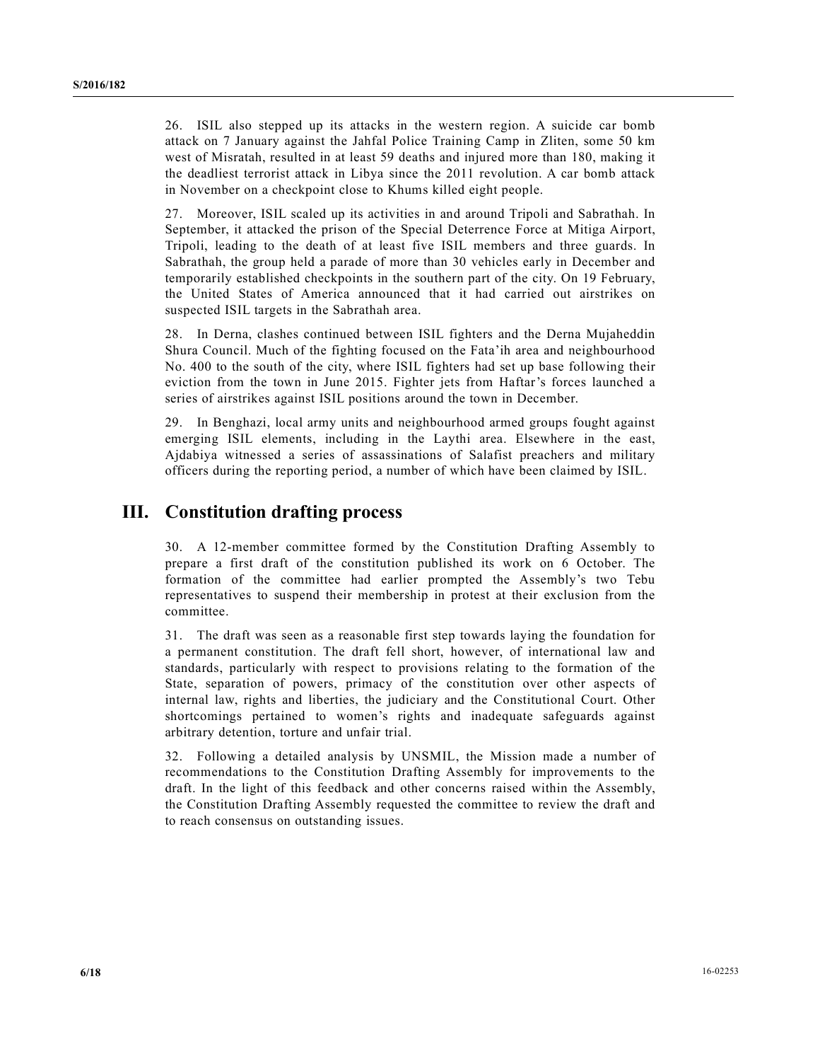26. ISIL also stepped up its attacks in the western region. A suicide car bomb attack on 7 January against the Jahfal Police Training Camp in Zliten, some 50 km west of Misratah, resulted in at least 59 deaths and injured more than 180, making it the deadliest terrorist attack in Libya since the 2011 revolution. A car bomb attack in November on a checkpoint close to Khums killed eight people.

27. Moreover, ISIL scaled up its activities in and around Tripoli and Sabrathah. In September, it attacked the prison of the Special Deterrence Force at Mitiga Airport, Tripoli, leading to the death of at least five ISIL members and three guards. In Sabrathah, the group held a parade of more than 30 vehicles early in December and temporarily established checkpoints in the southern part of the city. On 19 February, the United States of America announced that it had carried out airstrikes on suspected ISIL targets in the Sabrathah area.

28. In Derna, clashes continued between ISIL fighters and the Derna Mujaheddin Shura Council. Much of the fighting focused on the Fata'ih area and neighbourhood No. 400 to the south of the city, where ISIL fighters had set up base following their eviction from the town in June 2015. Fighter jets from Haftar's forces launched a series of airstrikes against ISIL positions around the town in December.

29. In Benghazi, local army units and neighbourhood armed groups fought against emerging ISIL elements, including in the Laythi area. Elsewhere in the east, Ajdabiya witnessed a series of assassinations of Salafist preachers and military officers during the reporting period, a number of which have been claimed by ISIL.

## III. Constitution drafting process

30. A 12-member committee formed by the Constitution Drafting Assembly to prepare a first draft of the constitution published its work on 6 October. The formation of the committee had earlier prompted the Assembly's two Tebu representatives to suspend their membership in protest at their exclusion from the committee.

31. The draft was seen as a reasonable first step towards laying the foundation for a permanent constitution. The draft fell short, however, of international law and standards, particularly with respect to provisions relating to the formation of the State, separation of powers, primacy of the constitution over other aspects of internal law, rights and liberties, the judiciary and the Constitutional Court. Other shortcomings pertained to women's rights and inadequate safeguards against arbitrary detention, torture and unfair trial.

32. Following a detailed analysis by UNSMIL, the Mission made a number of recommendations to the Constitution Drafting Assembly for improvements to the draft. In the light of this feedback and other concerns raised within the Assembly, the Constitution Drafting Assembly requested the committee to review the draft and to reach consensus on outstanding issues.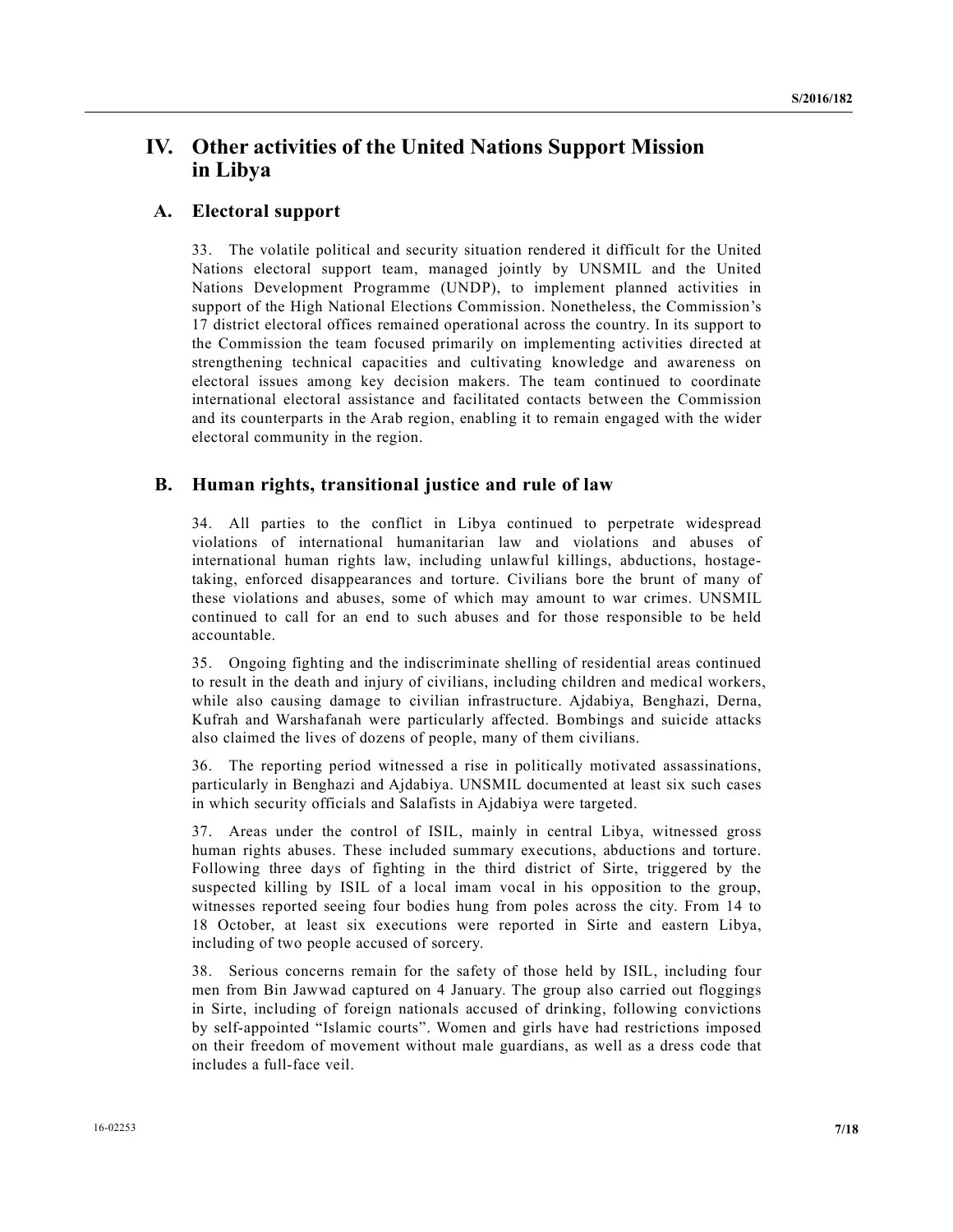# IV. Other activities of the United Nations Support Mission in Libya

## A. Electoral support

33. The volatile political and security situation rendered it difficult for the United Nations electoral support team, managed jointly by UNSMIL and the United Nations Development Programme (UNDP), to implement planned activities in support of the High National Elections Commission. Nonetheless, the Commission's 17 district electoral offices remained operational across the country. In its support to the Commission the team focused primarily on implementing activities directed at strengthening technical capacities and cultivating knowledge and awareness on electoral issues among key decision makers. The team continued to coordinate international electoral assistance and facilitated contacts between the Commission and its counterparts in the Arab region, enabling it to remain engaged with the wider electoral community in the region.

## B. Human rights, transitional justice and rule of law

34. All parties to the conflict in Libya continued to perpetrate widespread violations of international humanitarian law and violations and abuses of international human rights law, including unlawful killings, abductions, hostage-taking, enforced disappearances and torture. Civilians bore the brunt of many of these violations and abuses, some of which may amount to war crimes. UNSMIL continued to call for an end to such abuses and for those responsible to be held accountable.

35. Ongoing fighting and the indiscriminate shelling of residential areas continued to result in the death and injury of civilians, including children and medical workers, while also causing damage to civilian infrastructure. Ajdabiya, Benghazi, Derna, Kufrah and Warshafanah were particularly affected. Bombings and suicide attacks also claimed the lives of dozens of people, many of them civilians.

36. The reporting period witnessed a rise in politically motivated assassinations, particularly in Benghazi and Ajdabiya. UNSMIL documented at least six such cases in which security officials and Salafists in Ajdabiya were targeted.

37. Areas under the control of ISIL, mainly in central Libya, witnessed gross human rights abuses. These included summary executions, abductions and torture. Following three days of fighting in the third district of Sirte, triggered by the suspected killing by ISIL of a local imam vocal in his opposition to the group, witnesses reported seeing four bodies hung from poles across the city. From 14 to 18 October, at least six executions were reported in Sirte and eastern Libya, including of two people accused of sorcery.

38. Serious concerns remain for the safety of those held by ISIL, including four men from Bin Jawwad captured on 4 January. The group also carried out floggings in Sirte, including of foreign nationals accused of drinking, following convictions by self-appointed "Islamic courts". Women and girls have had restrictions imposed on their freedom of movement without male guardians, as well as a dress code that includes a full-face veil.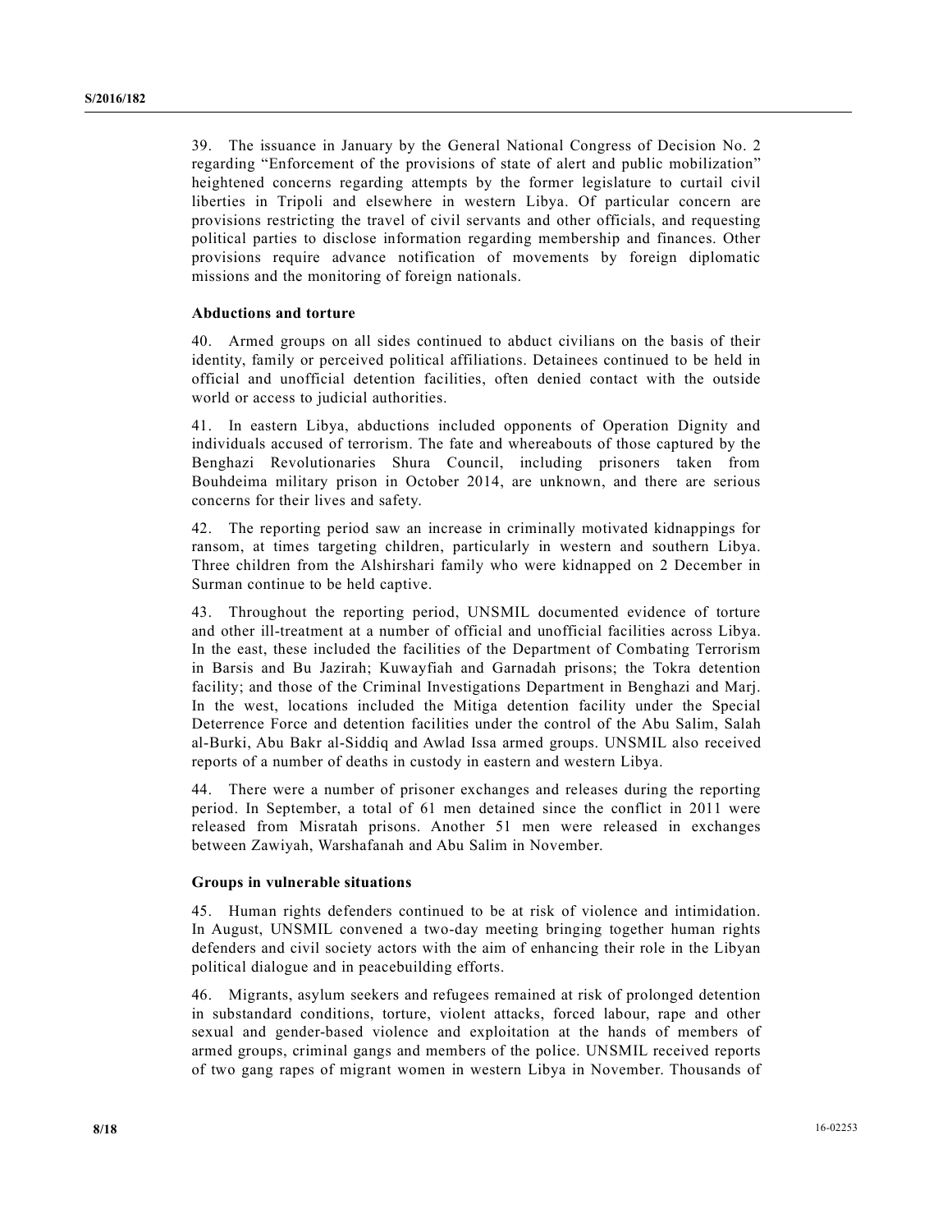39. The issuance in January by the General National Congress of Decision No. 2 regarding "Enforcement of the provisions of state of alert and public mobilization" heightened concerns regarding attempts by the former legislature to curtail civil liberties in Tripoli and elsewhere in western Libya. Of particular concern are provisions restricting the travel of civil servants and other officials, and requesting political parties to disclose information regarding membership and finances. Other provisions require advance notification of movements by foreign diplomatic missions and the monitoring of foreign nationals.

### Abductions and torture

40. Armed groups on all sides continued to abduct civilians on the basis of their identity, family or perceived political affiliations. Detainees continued to be held in official and unofficial detention facilities, often denied contact with the outside world or access to judicial authorities.

41. In eastern Libya, abductions included opponents of Operation Dignity and individuals accused of terrorism. The fate and whereabouts of those captured by the Benghazi Revolutionaries Shura Council, including prisoners taken from Bouhdeima military prison in October 2014, are unknown, and there are serious concerns for their lives and safety.

42. The reporting period saw an increase in criminally motivated kidnappings for ransom, at times targeting children, particularly in western and southern Libya. Three children from the Alshirshari family who were kidnapped on 2 December in Surman continue to be held captive.

43. Throughout the reporting period, UNSMIL documented evidence of torture and other ill-treatment at a number of official and unofficial facilities across Libya. In the east, these included the facilities of the Department of Combating Terrorism in Barsis and Bu Jazirah; Kuwayfiah and Garnadah prisons; the Tokra detention facility; and those of the Criminal Investigations Department in Benghazi and Marj. In the west, locations included the Mitiga detention facility under the Special Deterrence Force and detention facilities under the control of the Abu Salim, Salah al-Burki, Abu Bakr al-Siddiq and Awlad Issa armed groups. UNSMIL also received reports of a number of deaths in custody in eastern and western Libya.

44. There were a number of prisoner exchanges and releases during the reporting period. In September, a total of 61 men detained since the conflict in 2011 were released from Misratah prisons. Another 51 men were released in exchanges between Zawiyah, Warshafanah and Abu Salim in November.

### Groups in vulnerable situations

45. Human rights defenders continued to be at risk of violence and intimidation. In August, UNSMIL convened a two-day meeting bringing together human rights defenders and civil society actors with the aim of enhancing their role in the Libyan political dialogue and in peacebuilding efforts.

46. Migrants, asylum seekers and refugees remained at risk of prolonged detention in substandard conditions, torture, violent attacks, forced labour, rape and other sexual and gender-based violence and exploitation at the hands of members of armed groups, criminal gangs and members of the police. UNSMIL received reports of two gang rapes of migrant women in western Libya in November. Thousands of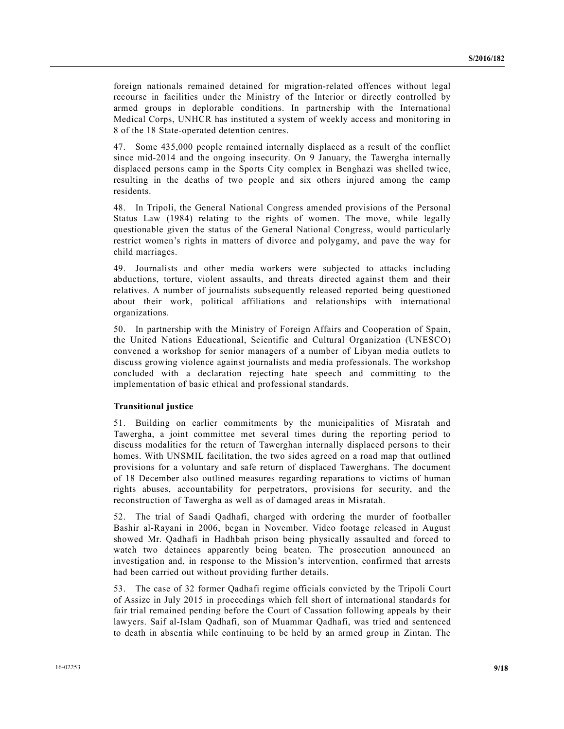foreign nationals remained detained for migration-related offences without legal recourse in facilities under the Ministry of the Interior or directly controlled by armed groups in deplorable conditions. In partnership with the International Medical Corps, UNHCR has instituted a system of weekly access and monitoring in 8 of the 18 State-operated detention centres.

47. Some 435,000 people remained internally displaced as a result of the conflict since mid-2014 and the ongoing insecurity. On 9 January, the Tawergha internally displaced persons camp in the Sports City complex in Benghazi was shelled twice, resulting in the deaths of two people and six others injured among the camp residents.

48. In Tripoli, the General National Congress amended provisions of the Personal Status Law (1984) relating to the rights of women. The move, while legally questionable given the status of the General National Congress, would particularly restrict women's rights in matters of divorce and polygamy, and pave the way for child marriages.

49. Journalists and other media workers were subjected to attacks including abductions, torture, violent assaults, and threats directed against them and their relatives. A number of journalists subsequently released reported being questioned about their work, political affiliations and relationships with international organizations.

50. In partnership with the Ministry of Foreign Affairs and Cooperation of Spain, the United Nations Educational, Scientific and Cultural Organization (UNESCO) convened a workshop for senior managers of a number of Libyan media outlets to discuss growing violence against journalists and media professionals. The workshop concluded with a declaration rejecting hate speech and committing to the implementation of basic ethical and professional standards.

**Transitional justice**

51. Building on earlier commitments by the municipalities of Misratah and Tawergha, a joint committee met several times during the reporting period to discuss modalities for the return of Tawerghan internally displaced persons to their homes. With UNSMIL facilitation, the two sides agreed on a road map that outlined provisions for a voluntary and safe return of displaced Tawerghans. The document of 18 December also outlined measures regarding reparations to victims of human rights abuses, accountability for perpetrators, provisions for security, and the reconstruction of Tawergha as well as of damaged areas in Misratah.

52. The trial of Saadi Qadhafi, charged with ordering the murder of footballer Bashir al-Rayani in 2006, began in November. Video footage released in August showed Mr. Qadhafi in Hadhbah prison being physically assaulted and forced to watch two detainees apparently being beaten. The prosecution announced an investigation and, in response to the Mission's intervention, confirmed that arrests had been carried out without providing further details.

53. The case of 32 former Qadhafi regime officials convicted by the Tripoli Court of Assize in July 2015 in proceedings which fell short of international standards for fair trial remained pending before the Court of Cassation following appeals by their lawyers. Saif al-Islam Qadhafi, son of Muammar Qadhafi, was tried and sentenced to death in absentia while continuing to be held by an armed group in Zintan. The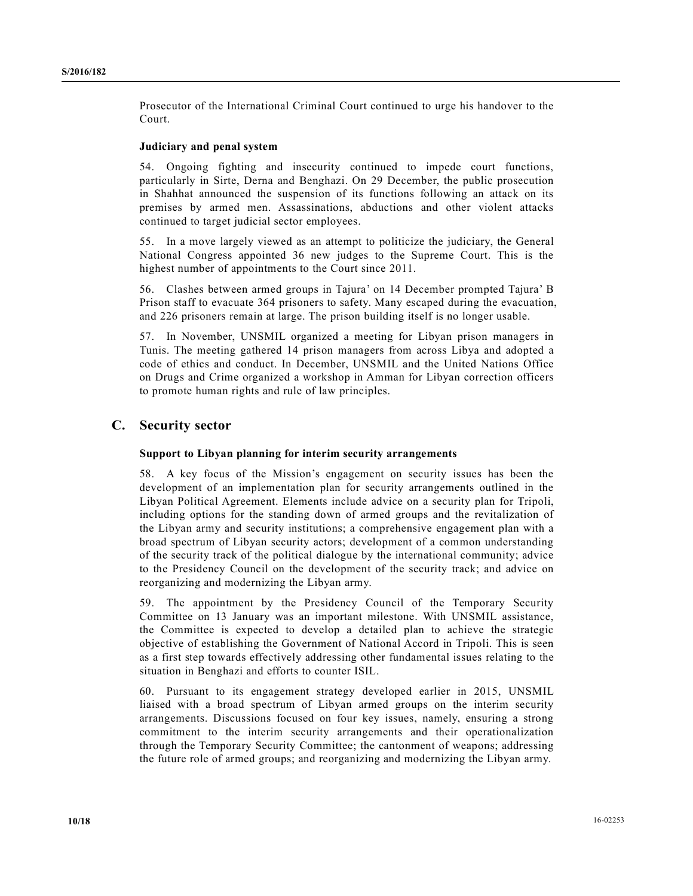Prosecutor of the International Criminal Court continued to urge his handover to the Court.

### Judiciary and penal system

54. Ongoing fighting and insecurity continued to impede court functions, particularly in Sirte, Derna and Benghazi. On 29 December, the public prosecution in Shahhat announced the suspension of its functions following an attack on its premises by armed men. Assassinations, abductions and other violent attacks continued to target judicial sector employees.

55. In a move largely viewed as an attempt to politicize the judiciary, the General National Congress appointed 36 new judges to the Supreme Court. This is the highest number of appointments to the Court since 2011.

56. Clashes between armed groups in Tajura' on 14 December prompted Tajura' B Prison staff to evacuate 364 prisoners to safety. Many escaped during the evacuation, and 226 prisoners remain at large. The prison building itself is no longer usable.

57. In November, UNSMIL organized a meeting for Libyan prison managers in Tunis. The meeting gathered 14 prison managers from across Libya and adopted a code of ethics and conduct. In December, UNSMIL and the United Nations Office on Drugs and Crime organized a workshop in Amman for Libyan correction officers to promote human rights and rule of law principles.

## C. Security sector

### Support to Libyan planning for interim security arrangements

58. A key focus of the Mission's engagement on security issues has been the development of an implementation plan for security arrangements outlined in the Libyan Political Agreement. Elements include advice on a security plan for Tripoli, including options for the standing down of armed groups and the revitalization of the Libyan army and security institutions; a comprehensive engagement plan with a broad spectrum of Libyan security actors; development of a common understanding of the security track of the political dialogue by the international community; advice to the Presidency Council on the development of the security track; and advice on reorganizing and modernizing the Libyan army.

59. The appointment by the Presidency Council of the Temporary Security Committee on 13 January was an important milestone. With UNSMIL assistance, the Committee is expected to develop a detailed plan to achieve the strategic objective of establishing the Government of National Accord in Tripoli. This is seen as a first step towards effectively addressing other fundamental issues relating to the situation in Benghazi and efforts to counter ISIL.

60. Pursuant to its engagement strategy developed earlier in 2015, UNSMIL liaised with a broad spectrum of Libyan armed groups on the interim security arrangements. Discussions focused on four key issues, namely, ensuring a strong commitment to the interim security arrangements and their operationalization through the Temporary Security Committee; the cantonment of weapons; addressing the future role of armed groups; and reorganizing and modernizing the Libyan army.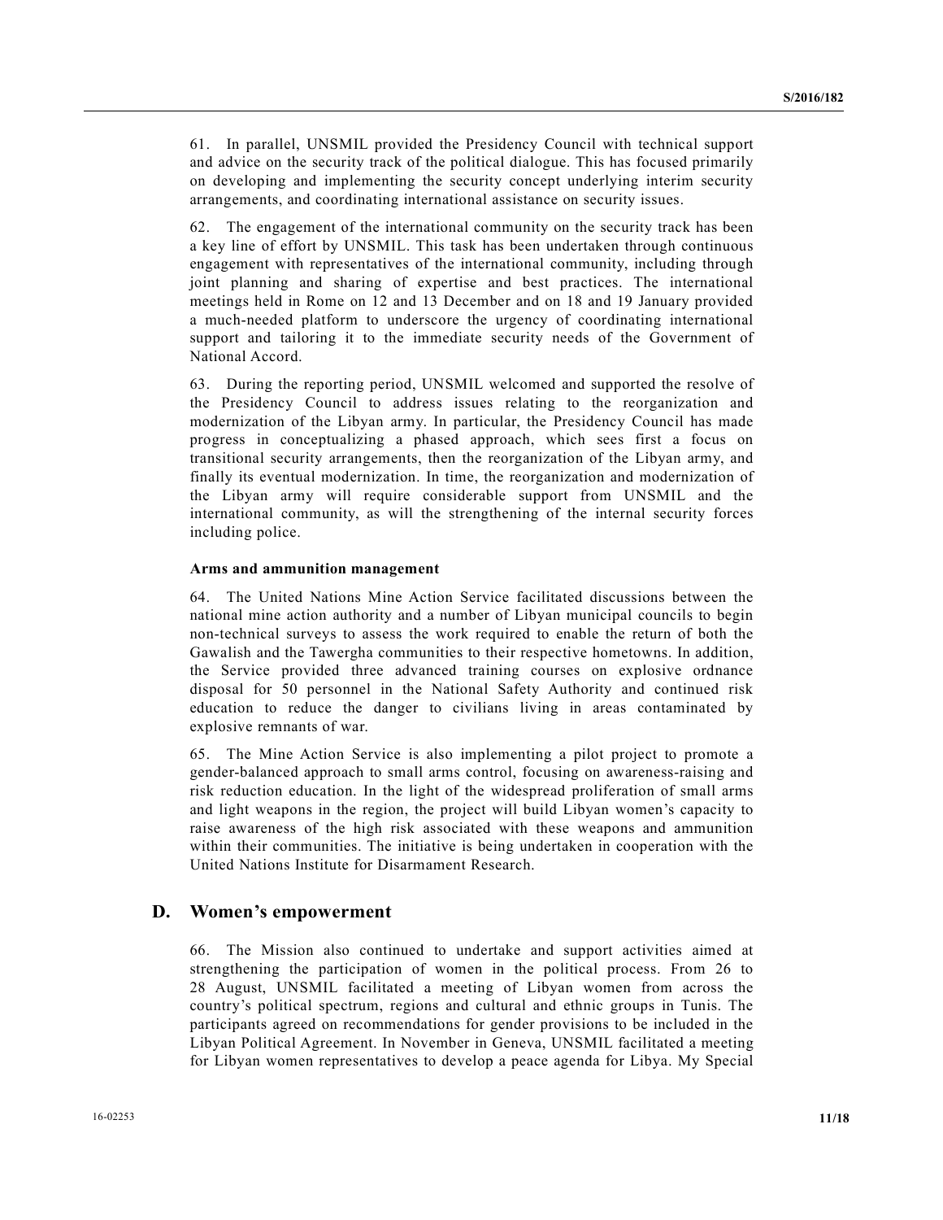61. In parallel, UNSMIL provided the Presidency Council with technical support and advice on the security track of the political dialogue. This has focused primarily on developing and implementing the security concept underlying interim security arrangements, and coordinating international assistance on security issues.

62. The engagement of the international community on the security track has been a key line of effort by UNSMIL. This task has been undertaken through continuous engagement with representatives of the international community, including through joint planning and sharing of expertise and best practices. The international meetings held in Rome on 12 and 13 December and on 18 and 19 January provided a much-needed platform to underscore the urgency of coordinating international support and tailoring it to the immediate security needs of the Government of National Accord.

63. During the reporting period, UNSMIL welcomed and supported the resolve of the Presidency Council to address issues relating to the reorganization and modernization of the Libyan army. In particular, the Presidency Council has made progress in conceptualizing a phased approach, which sees first a focus on transitional security arrangements, then the reorganization of the Libyan army, and finally its eventual modernization. In time, the reorganization and modernization of the Libyan army will require considerable support from UNSMIL and the international community, as will the strengthening of the internal security forces including police.

#### Arms and ammunition management

64. The United Nations Mine Action Service facilitated discussions between the national mine action authority and a number of Libyan municipal councils to begin non-technical surveys to assess the work required to enable the return of both the Gawalish and the Tawergha communities to their respective hometowns. In addition, the Service provided three advanced training courses on explosive ordnance disposal for 50 personnel in the National Safety Authority and continued risk education to reduce the danger to civilians living in areas contaminated by explosive remnants of war.

65. The Mine Action Service is also implementing a pilot project to promote a gender-balanced approach to small arms control, focusing on awareness-raising and risk reduction education. In the light of the widespread proliferation of small arms and light weapons in the region, the project will build Libyan women's capacity to raise awareness of the high risk associated with these weapons and ammunition within their communities. The initiative is being undertaken in cooperation with the United Nations Institute for Disarmament Research.

## D. Women's empowerment

66. The Mission also continued to undertake and support activities aimed at strengthening the participation of women in the political process. From 26 to 28 August, UNSMIL facilitated a meeting of Libyan women from across the country's political spectrum, regions and cultural and ethnic groups in Tunis. The participants agreed on recommendations for gender provisions to be included in the Libyan Political Agreement. In November in Geneva, UNSMIL facilitated a meeting for Libyan women representatives to develop a peace agenda for Libya. My Special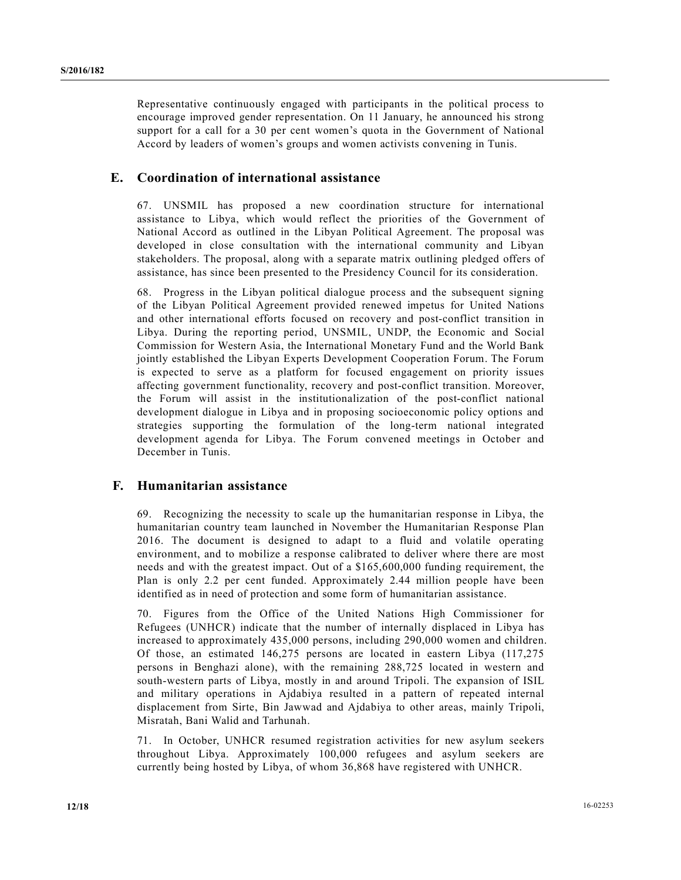Representative continuously engaged with participants in the political process to encourage improved gender representation. On 11 January, he announced his strong support for a call for a 30 per cent women's quota in the Government of National Accord by leaders of women's groups and women activists convening in Tunis.

## E. Coordination of international assistance

67. UNSMIL has proposed a new coordination structure for international assistance to Libya, which would reflect the priorities of the Government of National Accord as outlined in the Libyan Political Agreement. The proposal was developed in close consultation with the international community and Libyan stakeholders. The proposal, along with a separate matrix outlining pledged offers of assistance, has since been presented to the Presidency Council for its consideration.

68. Progress in the Libyan political dialogue process and the subsequent signing of the Libyan Political Agreement provided renewed impetus for United Nations and other international efforts focused on recovery and post-conflict transition in Libya. During the reporting period, UNSMIL, UNDP, the Economic and Social Commission for Western Asia, the International Monetary Fund and the World Bank jointly established the Libyan Experts Development Cooperation Forum. The Forum is expected to serve as a platform for focused engagement on priority issues affecting government functionality, recovery and post-conflict transition. Moreover, the Forum will assist in the institutionalization of the post-conflict national development dialogue in Libya and in proposing socioeconomic policy options and strategies supporting the formulation of the long-term national integrated development agenda for Libya. The Forum convened meetings in October and December in Tunis.

## F. Humanitarian assistance

69. Recognizing the necessity to scale up the humanitarian response in Libya, the humanitarian country team launched in November the Humanitarian Response Plan 2016. The document is designed to adapt to a fluid and volatile operating environment, and to mobilize a response calibrated to deliver where there are most needs and with the greatest impact. Out of a $165,600,000 funding requirement, the Plan is only 2.2 per cent funded. Approximately 2.44 million people have been identified as in need of protection and some form of humanitarian assistance.

70. Figures from the Office of the United Nations High Commissioner for Refugees (UNHCR) indicate that the number of internally displaced in Libya has increased to approximately 435,000 persons, including 290,000 women and children. Of those, an estimated 146,275 persons are located in eastern Libya (117,275 persons in Benghazi alone), with the remaining 288,725 located in western and south-western parts of Libya, mostly in and around Tripoli. The expansion of ISIL and military operations in Ajdabiya resulted in a pattern of repeated internal displacement from Sirte, Bin Jawwad and Ajdabiya to other areas, mainly Tripoli, Misratah, Bani Walid and Tarhunah.

71. In October, UNHCR resumed registration activities for new asylum seekers throughout Libya. Approximately 100,000 refugees and asylum seekers are currently being hosted by Libya, of whom 36,868 have registered with UNHCR.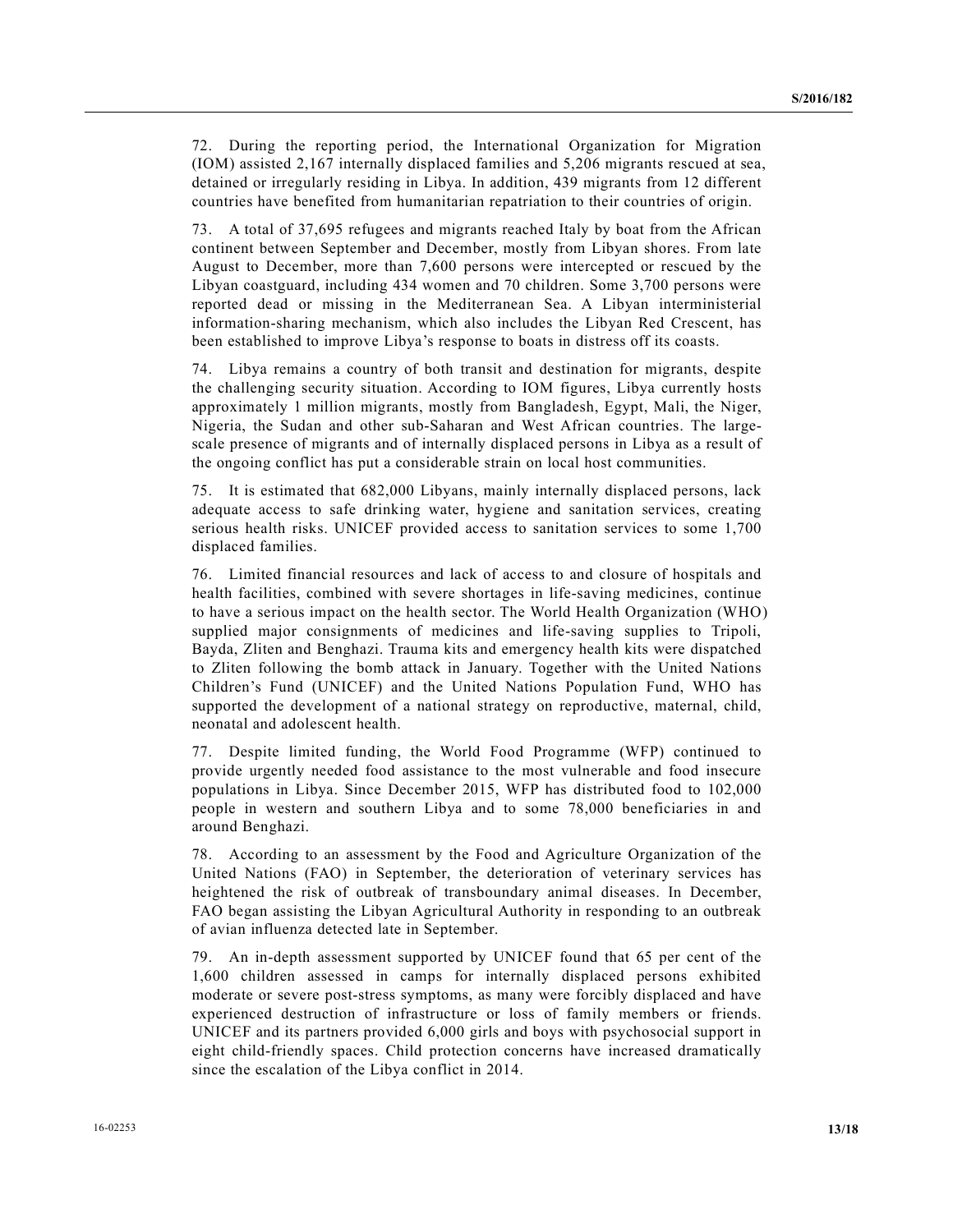72. During the reporting period, the International Organization for Migration (IOM) assisted 2,167 internally displaced families and 5,206 migrants rescued at sea, detained or irregularly residing in Libya. In addition, 439 migrants from 12 different countries have benefited from humanitarian repatriation to their countries of origin.

73. A total of 37,695 refugees and migrants reached Italy by boat from the African continent between September and December, mostly from Libyan shores. From late August to December, more than 7,600 persons were intercepted or rescued by the Libyan coastguard, including 434 women and 70 children. Some 3,700 persons were reported dead or missing in the Mediterranean Sea. A Libyan interministerial information-sharing mechanism, which also includes the Libyan Red Crescent, has been established to improve Libya's response to boats in distress off its coasts.

74. Libya remains a country of both transit and destination for migrants, despite the challenging security situation. According to IOM figures, Libya currently hosts approximately 1 million migrants, mostly from Bangladesh, Egypt, Mali, the Niger, Nigeria, the Sudan and other sub-Saharan and West African countries. The large-scale presence of migrants and of internally displaced persons in Libya as a result of the ongoing conflict has put a considerable strain on local host communities.

75. It is estimated that 682,000 Libyans, mainly internally displaced persons, lack adequate access to safe drinking water, hygiene and sanitation services, creating serious health risks. UNICEF provided access to sanitation services to some 1,700 displaced families.

76. Limited financial resources and lack of access to and closure of hospitals and health facilities, combined with severe shortages in life-saving medicines, continue to have a serious impact on the health sector. The World Health Organization (WHO) supplied major consignments of medicines and life-saving supplies to Tripoli, Bayda, Zliten and Benghazi. Trauma kits and emergency health kits were dispatched to Zliten following the bomb attack in January. Together with the United Nations Children's Fund (UNICEF) and the United Nations Population Fund, WHO has supported the development of a national strategy on reproductive, maternal, child, neonatal and adolescent health.

77. Despite limited funding, the World Food Programme (WFP) continued to provide urgently needed food assistance to the most vulnerable and food insecure populations in Libya. Since December 2015, WFP has distributed food to 102,000 people in western and southern Libya and to some 78,000 beneficiaries in and around Benghazi.

78. According to an assessment by the Food and Agriculture Organization of the United Nations (FAO) in September, the deterioration of veterinary services has heightened the risk of outbreak of transboundary animal diseases. In December, FAO began assisting the Libyan Agricultural Authority in responding to an outbreak of avian influenza detected late in September.

79. An in-depth assessment supported by UNICEF found that 65 per cent of the 1,600 children assessed in camps for internally displaced persons exhibited moderate or severe post-stress symptoms, as many were forcibly displaced and have experienced destruction of infrastructure or loss of family members or friends. UNICEF and its partners provided 6,000 girls and boys with psychosocial support in eight child-friendly spaces. Child protection concerns have increased dramatically since the escalation of the Libya conflict in 2014.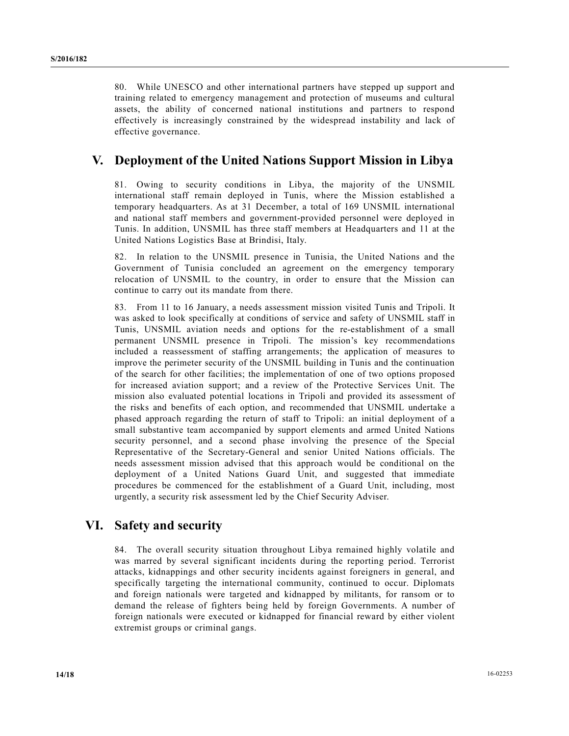80. While UNESCO and other international partners have stepped up support and training related to emergency management and protection of museums and cultural assets, the ability of concerned national institutions and partners to respond effectively is increasingly constrained by the widespread instability and lack of effective governance.

## V. Deployment of the United Nations Support Mission in Libya

81. Owing to security conditions in Libya, the majority of the UNSMIL international staff remain deployed in Tunis, where the Mission established a temporary headquarters. As at 31 December, a total of 169 UNSMIL international and national staff members and government-provided personnel were deployed in Tunis. In addition, UNSMIL has three staff members at Headquarters and 11 at the United Nations Logistics Base at Brindisi, Italy.

82. In relation to the UNSMIL presence in Tunisia, the United Nations and the Government of Tunisia concluded an agreement on the emergency temporary relocation of UNSMIL to the country, in order to ensure that the Mission can continue to carry out its mandate from there.

83. From 11 to 16 January, a needs assessment mission visited Tunis and Tripoli. It was asked to look specifically at conditions of service and safety of UNSMIL staff in Tunis, UNSMIL aviation needs and options for the re-establishment of a small permanent UNSMIL presence in Tripoli. The mission's key recommendations included a reassessment of staffing arrangements; the application of measures to improve the perimeter security of the UNSMIL building in Tunis and the continuation of the search for other facilities; the implementation of one of two options proposed for increased aviation support; and a review of the Protective Services Unit. The mission also evaluated potential locations in Tripoli and provided its assessment of the risks and benefits of each option, and recommended that UNSMIL undertake a phased approach regarding the return of staff to Tripoli: an initial deployment of a small substantive team accompanied by support elements and armed United Nations security personnel, and a second phase involving the presence of the Special Representative of the Secretary-General and senior United Nations officials. The needs assessment mission advised that this approach would be conditional on the deployment of a United Nations Guard Unit, and suggested that immediate procedures be commenced for the establishment of a Guard Unit, including, most urgently, a security risk assessment led by the Chief Security Adviser.

## VI. Safety and security

84. The overall security situation throughout Libya remained highly volatile and was marred by several significant incidents during the reporting period. Terrorist attacks, kidnappings and other security incidents against foreigners in general, and specifically targeting the international community, continued to occur. Diplomats and foreign nationals were targeted and kidnapped by militants, for ransom or to demand the release of fighters being held by foreign Governments. A number of foreign nationals were executed or kidnapped for financial reward by either violent extremist groups or criminal gangs.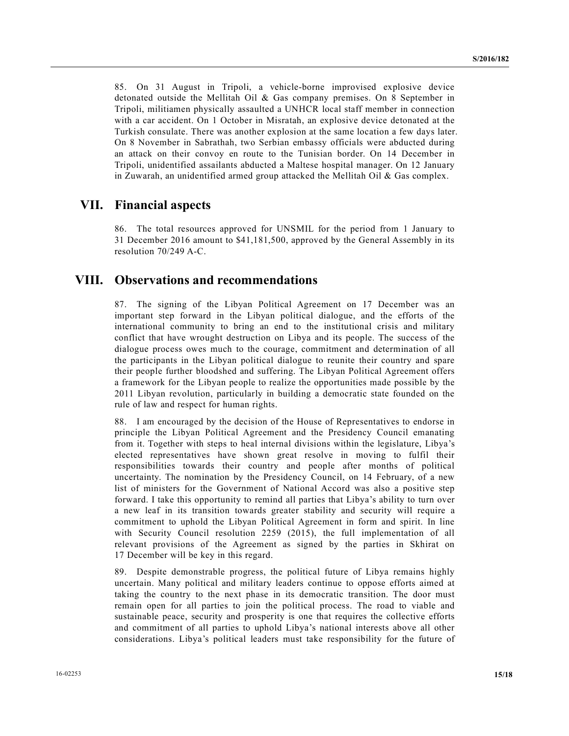85. On 31 August in Tripoli, a vehicle-borne improvised explosive device detonated outside the Mellitah Oil & Gas company premises. On 8 September in Tripoli, militiamen physically assaulted a UNHCR local staff member in connection with a car accident. On 1 October in Misratah, an explosive device detonated at the Turkish consulate. There was another explosion at the same location a few days later. On 8 November in Sabrathah, two Serbian embassy officials were abducted during an attack on their convoy en route to the Tunisian border. On 14 December in Tripoli, unidentified assailants abducted a Maltese hospital manager. On 12 January in Zuwarah, an unidentified armed group attacked the Mellitah Oil & Gas complex.

## VII. Financial aspects

86. The total resources approved for UNSMIL for the period from 1 January to 31 December 2016 amount to $41,181,500, approved by the General Assembly in its resolution 70/249 A-C.

## VIII. Observations and recommendations

87. The signing of the Libyan Political Agreement on 17 December was an important step forward in the Libyan political dialogue, and the efforts of the international community to bring an end to the institutional crisis and military conflict that have wrought destruction on Libya and its people. The success of the dialogue process owes much to the courage, commitment and determination of all the participants in the Libyan political dialogue to reunite their country and spare their people further bloodshed and suffering. The Libyan Political Agreement offers a framework for the Libyan people to realize the opportunities made possible by the 2011 Libyan revolution, particularly in building a democratic state founded on the rule of law and respect for human rights.

88. I am encouraged by the decision of the House of Representatives to endorse in principle the Libyan Political Agreement and the Presidency Council emanating from it. Together with steps to heal internal divisions within the legislature, Libya's elected representatives have shown great resolve in moving to fulfil their responsibilities towards their country and people after months of political uncertainty. The nomination by the Presidency Council, on 14 February, of a new list of ministers for the Government of National Accord was also a positive step forward. I take this opportunity to remind all parties that Libya's ability to turn over a new leaf in its transition towards greater stability and security will require a commitment to uphold the Libyan Political Agreement in form and spirit. In line with Security Council resolution 2259 (2015), the full implementation of all relevant provisions of the Agreement as signed by the parties in Skhirat on 17 December will be key in this regard.

89. Despite demonstrable progress, the political future of Libya remains highly uncertain. Many political and military leaders continue to oppose efforts aimed at taking the country to the next phase in its democratic transition. The door must remain open for all parties to join the political process. The road to viable and sustainable peace, security and prosperity is one that requires the collective efforts and commitment of all parties to uphold Libya's national interests above all other considerations. Libya's political leaders must take responsibility for the future of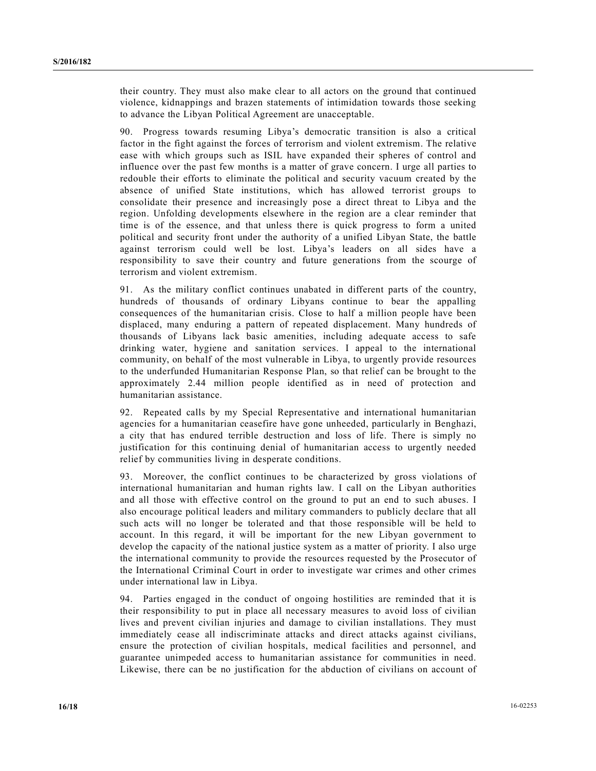their country. They must also make clear to all actors on the ground that continued violence, kidnappings and brazen statements of intimidation towards those seeking to advance the Libyan Political Agreement are unacceptable.

90. Progress towards resuming Libya's democratic transition is also a critical factor in the fight against the forces of terrorism and violent extremism. The relative ease with which groups such as ISIL have expanded their spheres of control and influence over the past few months is a matter of grave concern. I urge all parties to redouble their efforts to eliminate the political and security vacuum created by the absence of unified State institutions, which has allowed terrorist groups to consolidate their presence and increasingly pose a direct threat to Libya and the region. Unfolding developments elsewhere in the region are a clear reminder that time is of the essence, and that unless there is quick progress to form a united political and security front under the authority of a unified Libyan State, the battle against terrorism could well be lost. Libya's leaders on all sides have a responsibility to save their country and future generations from the scourge of terrorism and violent extremism.

91. As the military conflict continues unabated in different parts of the country, hundreds of thousands of ordinary Libyans continue to bear the appalling consequences of the humanitarian crisis. Close to half a million people have been displaced, many enduring a pattern of repeated displacement. Many hundreds of thousands of Libyans lack basic amenities, including adequate access to safe drinking water, hygiene and sanitation services. I appeal to the international community, on behalf of the most vulnerable in Libya, to urgently provide resources to the underfunded Humanitarian Response Plan, so that relief can be brought to the approximately 2.44 million people identified as in need of protection and humanitarian assistance.

92. Repeated calls by my Special Representative and international humanitarian agencies for a humanitarian ceasefire have gone unheeded, particularly in Benghazi, a city that has endured terrible destruction and loss of life. There is simply no justification for this continuing denial of humanitarian access to urgently needed relief by communities living in desperate conditions.

93. Moreover, the conflict continues to be characterized by gross violations of international humanitarian and human rights law. I call on the Libyan authorities and all those with effective control on the ground to put an end to such abuses. I also encourage political leaders and military commanders to publicly declare that all such acts will no longer be tolerated and that those responsible will be held to account. In this regard, it will be important for the new Libyan government to develop the capacity of the national justice system as a matter of priority. I also urge the international community to provide the resources requested by the Prosecutor of the International Criminal Court in order to investigate war crimes and other crimes under international law in Libya.

94. Parties engaged in the conduct of ongoing hostilities are reminded that it is their responsibility to put in place all necessary measures to avoid loss of civilian lives and prevent civilian injuries and damage to civilian installations. They must immediately cease all indiscriminate attacks and direct attacks against civilians, ensure the protection of civilian hospitals, medical facilities and personnel, and guarantee unimpeded access to humanitarian assistance for communities in need. Likewise, there can be no justification for the abduction of civilians on account of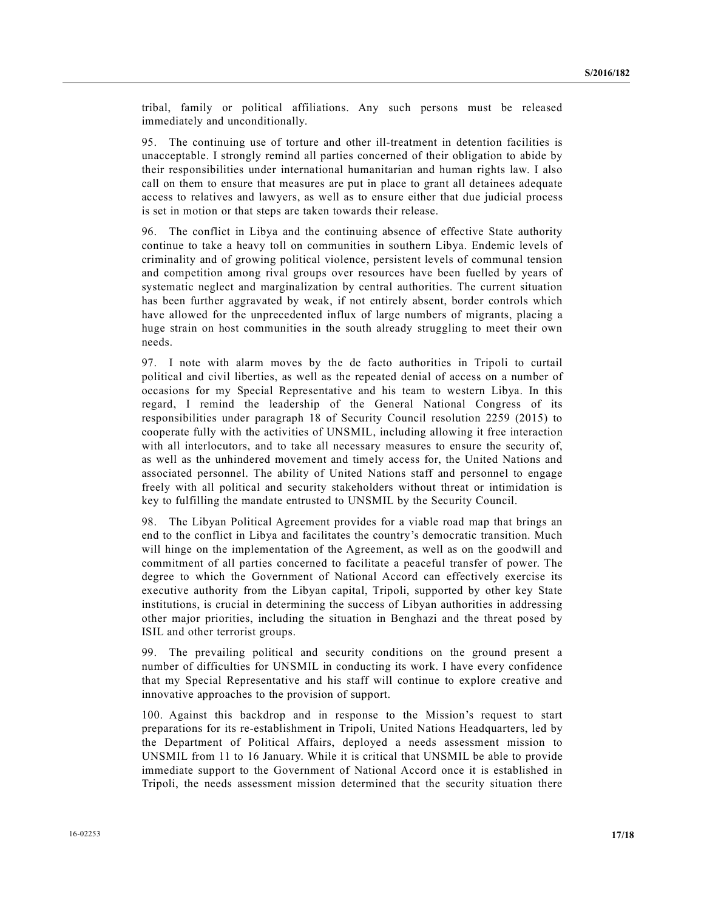tribal, family or political affiliations. Any such persons must be released immediately and unconditionally.

95. The continuing use of torture and other ill-treatment in detention facilities is unacceptable. I strongly remind all parties concerned of their obligation to abide by their responsibilities under international humanitarian and human rights law. I also call on them to ensure that measures are put in place to grant all detainees adequate access to relatives and lawyers, as well as to ensure either that due judicial process is set in motion or that steps are taken towards their release.

96. The conflict in Libya and the continuing absence of effective State authority continue to take a heavy toll on communities in southern Libya. Endemic levels of criminality and of growing political violence, persistent levels of communal tension and competition among rival groups over resources have been fuelled by years of systematic neglect and marginalization by central authorities. The current situation has been further aggravated by weak, if not entirely absent, border controls which have allowed for the unprecedented influx of large numbers of migrants, placing a huge strain on host communities in the south already struggling to meet their own needs.

97. I note with alarm moves by the de facto authorities in Tripoli to curtail political and civil liberties, as well as the repeated denial of access on a number of occasions for my Special Representative and his team to western Libya. In this regard, I remind the leadership of the General National Congress of its responsibilities under paragraph 18 of Security Council resolution 2259 (2015) to cooperate fully with the activities of UNSMIL, including allowing it free interaction with all interlocutors, and to take all necessary measures to ensure the security of, as well as the unhindered movement and timely access for, the United Nations and associated personnel. The ability of United Nations staff and personnel to engage freely with all political and security stakeholders without threat or intimidation is key to fulfilling the mandate entrusted to UNSMIL by the Security Council.

98. The Libyan Political Agreement provides for a viable road map that brings an end to the conflict in Libya and facilitates the country's democratic transition. Much will hinge on the implementation of the Agreement, as well as on the goodwill and commitment of all parties concerned to facilitate a peaceful transfer of power. The degree to which the Government of National Accord can effectively exercise its executive authority from the Libyan capital, Tripoli, supported by other key State institutions, is crucial in determining the success of Libyan authorities in addressing other major priorities, including the situation in Benghazi and the threat posed by ISIL and other terrorist groups.

99. The prevailing political and security conditions on the ground present a number of difficulties for UNSMIL in conducting its work. I have every confidence that my Special Representative and his staff will continue to explore creative and innovative approaches to the provision of support.

100. Against this backdrop and in response to the Mission's request to start preparations for its re-establishment in Tripoli, United Nations Headquarters, led by the Department of Political Affairs, deployed a needs assessment mission to UNSMIL from 11 to 16 January. While it is critical that UNSMIL be able to provide immediate support to the Government of National Accord once it is established in Tripoli, the needs assessment mission determined that the security situation there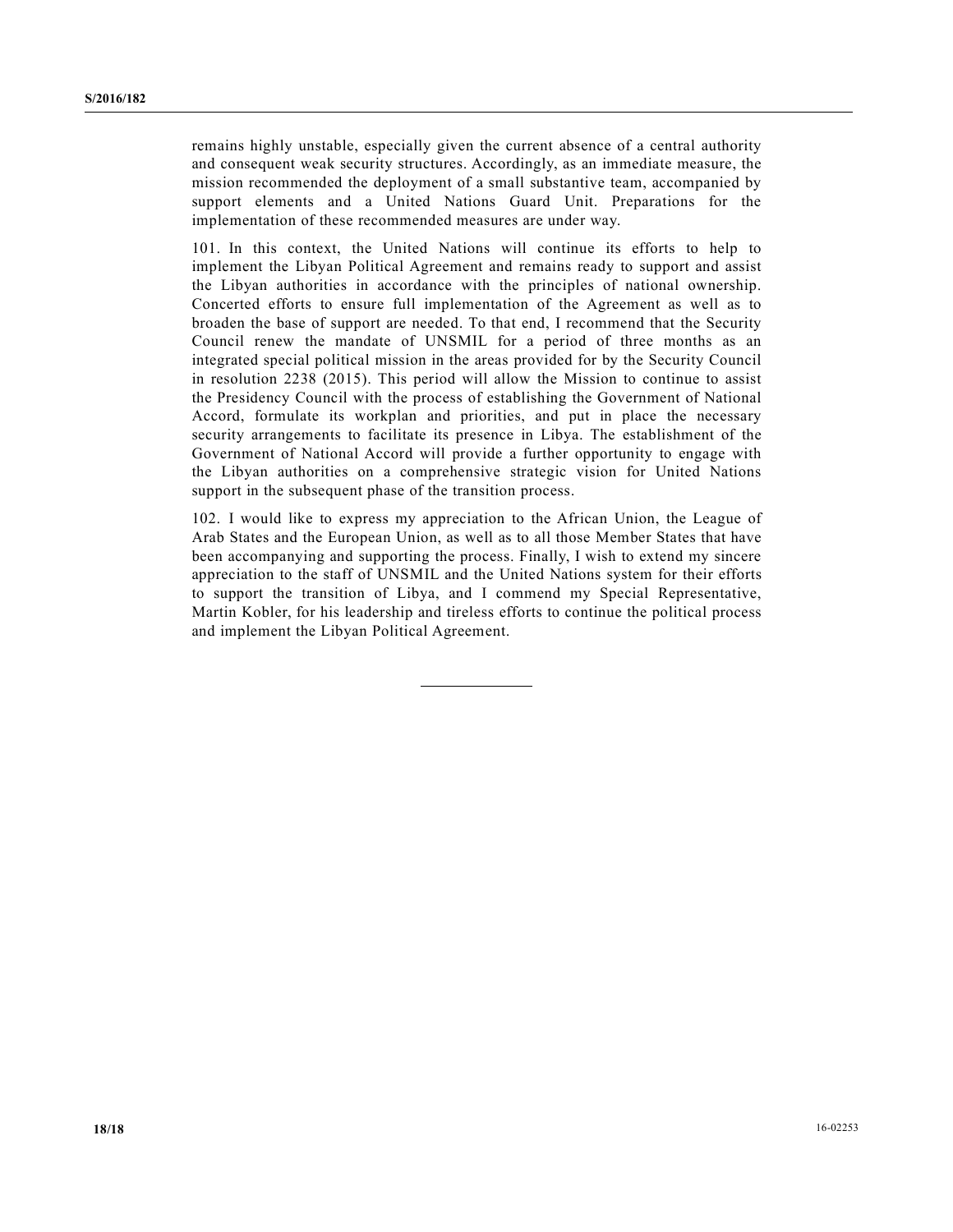remains highly unstable, especially given the current absence of a central authority and consequent weak security structures. Accordingly, as an immediate measure, the mission recommended the deployment of a small substantive team, accompanied by support elements and a United Nations Guard Unit. Preparations for the implementation of these recommended measures are under way.

101. In this context, the United Nations will continue its efforts to help to implement the Libyan Political Agreement and remains ready to support and assist the Libyan authorities in accordance with the principles of national ownership. Concerted efforts to ensure full implementation of the Agreement as well as to broaden the base of support are needed. To that end, I recommend that the Security Council renew the mandate of UNSMIL for a period of three months as an integrated special political mission in the areas provided for by the Security Council in resolution 2238 (2015). This period will allow the Mission to continue to assist the Presidency Council with the process of establishing the Government of National Accord, formulate its workplan and priorities, and put in place the necessary security arrangements to facilitate its presence in Libya. The establishment of the Government of National Accord will provide a further opportunity to engage with the Libyan authorities on a comprehensive strategic vision for United Nations support in the subsequent phase of the transition process.

102. I would like to express my appreciation to the African Union, the League of Arab States and the European Union, as well as to all those Member States that have been accompanying and supporting the process. Finally, I wish to extend my sincere appreciation to the staff of UNSMIL and the United Nations system for their efforts to support the transition of Libya, and I commend my Special Representative, Martin Kobler, for his leadership and tireless efforts to continue the political process and implement the Libyan Political Agreement.